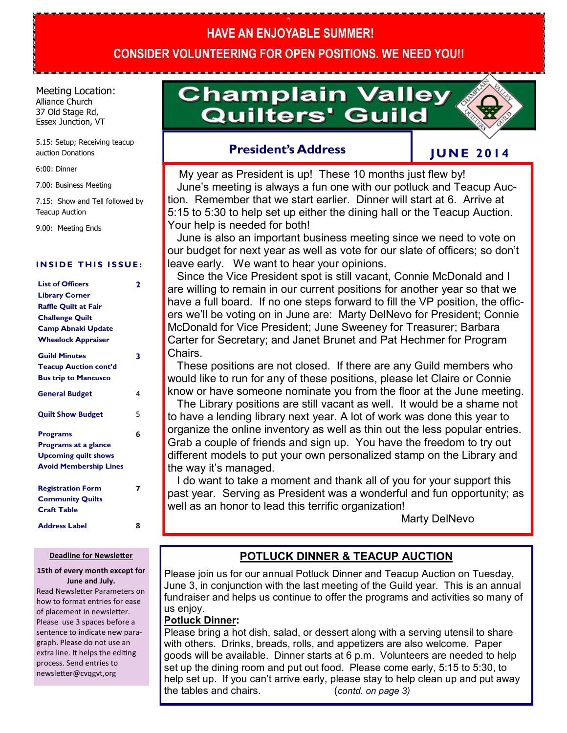**HAVE AN ENJOYABLE SUMMER!**

**CONSIDER VOLUNTEERING FOR OPEN POSITIONS. WE NEED YOU!!**

# Champlain Valley Quilters' Guild

**JUNE 2014**

Meeting Location:
Alliance Church
37 Old Stage Rd,
Essex Junction, VT

5.15: Setup; Receiving teacup auction Donations

6:00: Dinner

7.00: Business Meeting

7.15: Show and Tell followed by Teacup Auction

9.00: Meeting Ends

### INSIDE THIS ISSUE:

| | |
|---|---|
| List of Officers | 2 |
| Library Corner | |
| Raffle Quilt at Fair | |
| Challenge Quilt | |
| Camp Abnaki Update | |
| Wheelock Appraiser | |
| Guild Minutes | 3 |
| Teacup Auction cont'd | |
| Bus trip to Mancusco | |
| General Budget | 4 |
| Quilt Show Budget | 5 |
| Programs | 6 |
| Programs at a glance | |
| Upcoming quilt shows | |
| Avoid Membership Lines | |
| Registration Form | 7 |
| Community Quilts | |
| Craft Table | |
| Address Label | 8 |

**Deadline for Newsletter**

**15th of every month except for June and July.**
Read Newsletter Parameters on how to format entries for ease of placement in newsletter. Please use 3 spaces before a sentence to indicate new paragraph. Please do not use an extra line. It helps the editing process. Send entries to newsletter@cvqgvt,org

## President's Address

My year as President is up! These 10 months just flew by!

June's meeting is always a fun one with our potluck and Teacup Auction. Remember that we start earlier. Dinner will start at 6. Arrive at 5:15 to 5:30 to help set up either the dining hall or the Teacup Auction. Your help is needed for both!

June is also an important business meeting since we need to vote on our budget for next year as well as vote for our slate of officers; so don't leave early. We want to hear your opinions.

Since the Vice President spot is still vacant, Connie McDonald and I are willing to remain in our current positions for another year so that we have a full board. If no one steps forward to fill the VP position, the officers we'll be voting on in June are: Marty DelNevo for President; Connie McDonald for Vice President; June Sweeney for Treasurer; Barbara Carter for Secretary; and Janet Brunet and Pat Hechmer for Program Chairs.

These positions are not closed. If there are any Guild members who would like to run for any of these positions, please let Claire or Connie know or have someone nominate you from the floor at the June meeting.

The Library positions are still vacant as well. It would be a shame not to have a lending library next year. A lot of work was done this year to organize the online inventory as well as thin out the less popular entries. Grab a couple of friends and sign up. You have the freedom to try out different models to put your own personalized stamp on the Library and the way it's managed.

I do want to take a moment and thank all of you for your support this past year. Serving as President was a wonderful and fun opportunity; as well as an honor to lead this terrific organization!

Marty DelNevo

## POTLUCK DINNER & TEACUP AUCTION

Please join us for our annual Potluck Dinner and Teacup Auction on Tuesday, June 3, in conjunction with the last meeting of the Guild year. This is an annual fundraiser and helps us continue to offer the programs and activities so many of us enjoy.

**Potluck Dinner:**

Please bring a hot dish, salad, or dessert along with a serving utensil to share with others. Drinks, breads, rolls, and appetizers are also welcome. Paper goods will be available. Dinner starts at 6 p.m. Volunteers are needed to help set up the dining room and put out food. Please come early, 5:15 to 5:30, to help set up. If you can't arrive early, please stay to help clean up and put away the tables and chairs. (*contd. on page 3)*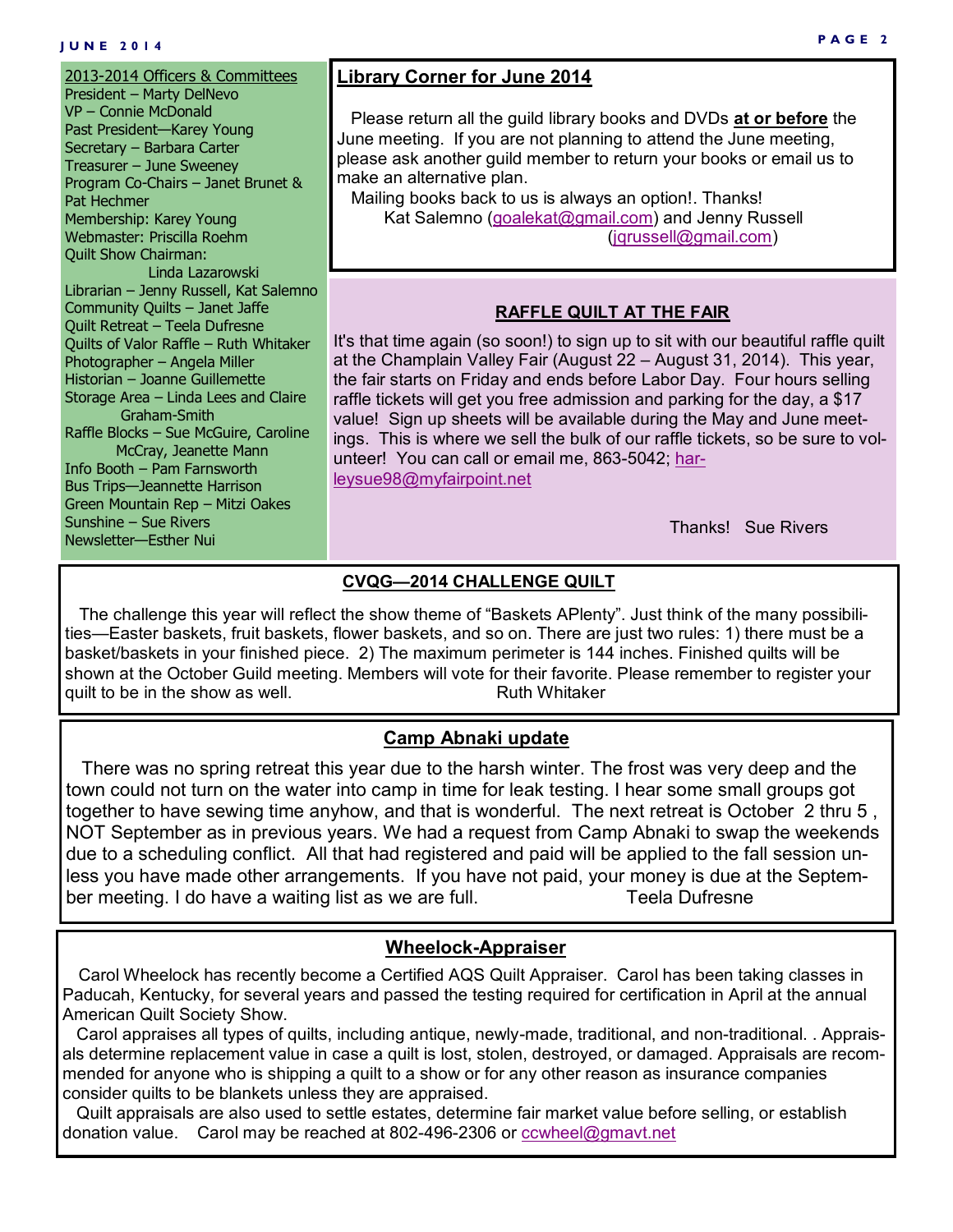2013-2014 Officers & Committees

President – Marty DelNevo
VP – Connie McDonald
Past President—Karey Young
Secretary – Barbara Carter
Treasurer – June Sweeney
Program Co-Chairs – Janet Brunet & Pat Hechmer
Membership: Karey Young
Webmaster: Priscilla Roehm
Quilt Show Chairman: Linda Lazarowski
Librarian – Jenny Russell, Kat Salemno
Community Quilts – Janet Jaffe
Quilt Retreat – Teela Dufresne
Quilts of Valor Raffle – Ruth Whitaker
Photographer – Angela Miller
Historian – Joanne Guillemette
Storage Area – Linda Lees and Claire Graham-Smith
Raffle Blocks – Sue McGuire, Caroline McCray, Jeanette Mann
Info Booth – Pam Farnsworth
Bus Trips—Jeannette Harrison
Green Mountain Rep – Mitzi Oakes
Sunshine – Sue Rivers
Newsletter—Esther Nui

## Library Corner for June 2014

Please return all the guild library books and DVDs **at or before** the June meeting. If you are not planning to attend the June meeting, please ask another guild member to return your books or email us to make an alternative plan.

Mailing books back to us is always an option!. Thanks!

Kat Salemno (goalekat@gmail.com) and Jenny Russell (jqrussell@gmail.com)

## RAFFLE QUILT AT THE FAIR

It's that time again (so soon!) to sign up to sit with our beautiful raffle quilt at the Champlain Valley Fair (August 22 – August 31, 2014). This year, the fair starts on Friday and ends before Labor Day. Four hours selling raffle tickets will get you free admission and parking for the day, a $17 value! Sign up sheets will be available during the May and June meetings. This is where we sell the bulk of our raffle tickets, so be sure to volunteer! You can call or email me, 863-5042; harleysue98@myfairpoint.net

Thanks! Sue Rivers

## CVQG—2014 CHALLENGE QUILT

The challenge this year will reflect the show theme of "Baskets APlenty". Just think of the many possibilities—Easter baskets, fruit baskets, flower baskets, and so on. There are just two rules: 1) there must be a basket/baskets in your finished piece. 2) The maximum perimeter is 144 inches. Finished quilts will be shown at the October Guild meeting. Members will vote for their favorite. Please remember to register your quilt to be in the show as well. Ruth Whitaker

## Camp Abnaki update

There was no spring retreat this year due to the harsh winter. The frost was very deep and the town could not turn on the water into camp in time for leak testing. I hear some small groups got together to have sewing time anyhow, and that is wonderful. The next retreat is October 2 thru 5 , NOT September as in previous years. We had a request from Camp Abnaki to swap the weekends due to a scheduling conflict. All that had registered and paid will be applied to the fall session unless you have made other arrangements. If you have not paid, your money is due at the September meeting. I do have a waiting list as we are full. Teela Dufresne

## Wheelock-Appraiser

Carol Wheelock has recently become a Certified AQS Quilt Appraiser. Carol has been taking classes in Paducah, Kentucky, for several years and passed the testing required for certification in April at the annual American Quilt Society Show.

Carol appraises all types of quilts, including antique, newly-made, traditional, and non-traditional. . Appraisals determine replacement value in case a quilt is lost, stolen, destroyed, or damaged. Appraisals are recommended for anyone who is shipping a quilt to a show or for any other reason as insurance companies consider quilts to be blankets unless they are appraised.

Quilt appraisals are also used to settle estates, determine fair market value before selling, or establish donation value. Carol may be reached at 802-496-2306 or ccwheel@gmavt.net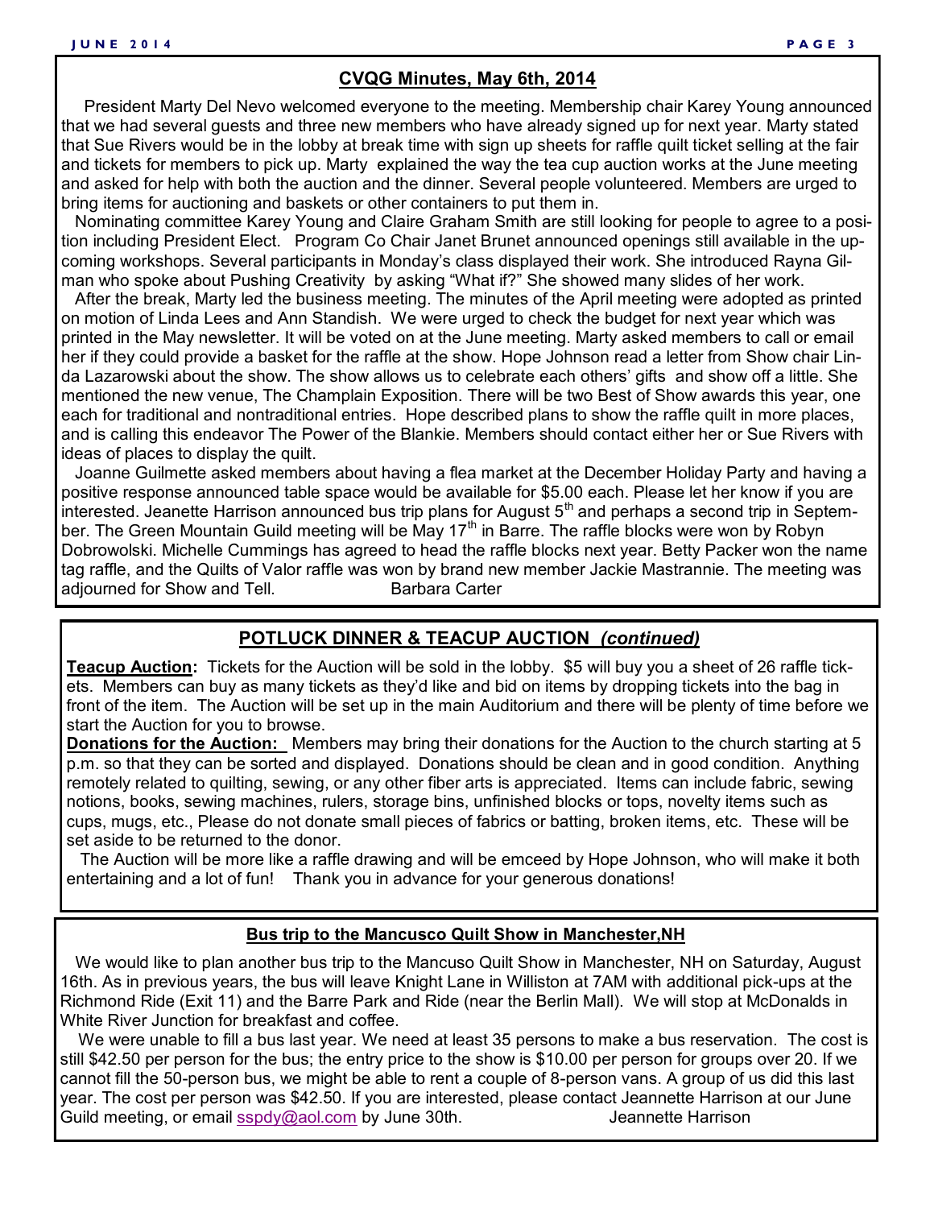## CVQG Minutes, May 6th, 2014

President Marty Del Nevo welcomed everyone to the meeting. Membership chair Karey Young announced that we had several guests and three new members who have already signed up for next year. Marty stated that Sue Rivers would be in the lobby at break time with sign up sheets for raffle quilt ticket selling at the fair and tickets for members to pick up. Marty explained the way the tea cup auction works at the June meeting and asked for help with both the auction and the dinner. Several people volunteered. Members are urged to bring items for auctioning and baskets or other containers to put them in.

Nominating committee Karey Young and Claire Graham Smith are still looking for people to agree to a position including President Elect. Program Co Chair Janet Brunet announced openings still available in the upcoming workshops. Several participants in Monday's class displayed their work. She introduced Rayna Gilman who spoke about Pushing Creativity by asking "What if?" She showed many slides of her work.

After the break, Marty led the business meeting. The minutes of the April meeting were adopted as printed on motion of Linda Lees and Ann Standish. We were urged to check the budget for next year which was printed in the May newsletter. It will be voted on at the June meeting. Marty asked members to call or email her if they could provide a basket for the raffle at the show. Hope Johnson read a letter from Show chair Linda Lazarowski about the show. The show allows us to celebrate each others' gifts and show off a little. She mentioned the new venue, The Champlain Exposition. There will be two Best of Show awards this year, one each for traditional and nontraditional entries. Hope described plans to show the raffle quilt in more places, and is calling this endeavor The Power of the Blankie. Members should contact either her or Sue Rivers with ideas of places to display the quilt.

Joanne Guilmette asked members about having a flea market at the December Holiday Party and having a positive response announced table space would be available for $5.00 each. Please let her know if you are interested. Jeanette Harrison announced bus trip plans for August 5th and perhaps a second trip in September. The Green Mountain Guild meeting will be May 17th in Barre. The raffle blocks were won by Robyn Dobrowolski. Michelle Cummings has agreed to head the raffle blocks next year. Betty Packer won the name tag raffle, and the Quilts of Valor raffle was won by brand new member Jackie Mastrannie. The meeting was adjourned for Show and Tell.

Barbara Carter

## POTLUCK DINNER & TEACUP AUCTION *(continued)*

**Teacup Auction:** Tickets for the Auction will be sold in the lobby. $5 will buy you a sheet of 26 raffle tickets. Members can buy as many tickets as they'd like and bid on items by dropping tickets into the bag in front of the item. The Auction will be set up in the main Auditorium and there will be plenty of time before we start the Auction for you to browse.

**Donations for the Auction:** Members may bring their donations for the Auction to the church starting at 5 p.m. so that they can be sorted and displayed. Donations should be clean and in good condition. Anything remotely related to quilting, sewing, or any other fiber arts is appreciated. Items can include fabric, sewing notions, books, sewing machines, rulers, storage bins, unfinished blocks or tops, novelty items such as cups, mugs, etc., Please do not donate small pieces of fabrics or batting, broken items, etc. These will be set aside to be returned to the donor.

The Auction will be more like a raffle drawing and will be emceed by Hope Johnson, who will make it both entertaining and a lot of fun! Thank you in advance for your generous donations!

## Bus trip to the Mancusco Quilt Show in Manchester,NH

We would like to plan another bus trip to the Mancuso Quilt Show in Manchester, NH on Saturday, August 16th. As in previous years, the bus will leave Knight Lane in Williston at 7AM with additional pick-ups at the Richmond Ride (Exit 11) and the Barre Park and Ride (near the Berlin Mall). We will stop at McDonalds in White River Junction for breakfast and coffee.

We were unable to fill a bus last year. We need at least 35 persons to make a bus reservation. The cost is still $42.50 per person for the bus; the entry price to the show is $10.00 per person for groups over 20. If we cannot fill the 50-person bus, we might be able to rent a couple of 8-person vans. A group of us did this last year. The cost per person was $42.50. If you are interested, please contact Jeannette Harrison at our June Guild meeting, or email sspdy@aol.com by June 30th.

Jeannette Harrison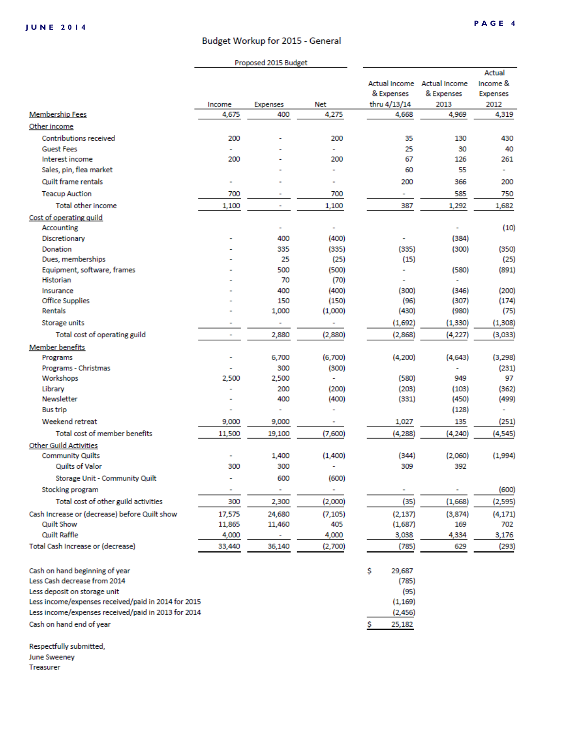## Budget Workup for 2015 - General

| | Proposed 2015 Budget | | | | | |
|---|---|---|---|---|---|---|
| | Income | Expenses | Net | Actual Income & Expenses thru 4/13/14 | Actual Income & Expenses 2013 | Actual Income & Expenses 2012 |
| Membership Fees | 4,675 | 400 | 4,275 | 4,668 | 4,969 | 4,319 |
| Other income | | | | | | |
| Contributions received | 200 | - | 200 | 35 | 130 | 430 |
| Guest Fees | - | - | - | 25 | 30 | 40 |
| Interest income | 200 | - | 200 | 67 | 126 | 261 |
| Sales, pin, flea market | | - | - | 60 | 55 | - |
| Quilt frame rentals | - | - | - | 200 | 366 | 200 |
| Teacup Auction | 700 | - | 700 | - | 585 | 750 |
| Total other income | 1,100 | - | 1,100 | 387 | 1,292 | 1,682 |
| Cost of operating guild | | | | | | |
| Accounting | | - | - | | - | (10) |
| Discretionary | - | 400 | (400) | - | (384) | |
| Donation | - | 335 | (335) | (335) | (300) | (350) |
| Dues, memberships | - | 25 | (25) | (15) | | (25) |
| Equipment, software, frames | - | 500 | (500) | - | (580) | (891) |
| Historian | - | 70 | (70) | - | - | |
| Insurance | - | 400 | (400) | (300) | (346) | (200) |
| Office Supplies | - | 150 | (150) | (96) | (307) | (174) |
| Rentals | - | 1,000 | (1,000) | (430) | (980) | (75) |
| Storage units | - | - | - | (1,692) | (1,330) | (1,308) |
| Total cost of operating guild | - | 2,880 | (2,880) | (2,868) | (4,227) | (3,033) |
| Member benefits | | | | | | |
| Programs | - | 6,700 | (6,700) | (4,200) | (4,643) | (3,298) |
| Programs - Christmas | - | 300 | (300) | | - | (231) |
| Workshops | 2,500 | 2,500 | - | (580) | 949 | 97 |
| Library | - | 200 | (200) | (203) | (103) | (362) |
| Newsletter | - | 400 | (400) | (331) | (450) | (499) |
| Bus trip | - | - | - | | (128) | - |
| Weekend retreat | 9,000 | 9,000 | - | 1,027 | 135 | (251) |
| Total cost of member benefits | 11,500 | 19,100 | (7,600) | (4,288) | (4,240) | (4,545) |
| Other Guild Activities | | | | | | |
| Community Quilts | - | 1,400 | (1,400) | (344) | (2,060) | (1,994) |
| Quilts of Valor | 300 | 300 | - | 309 | 392 | |
| Storage Unit - Community Quilt | - | 600 | (600) | | | |
| Stocking program | - | - | - | - | - | (600) |
| Total cost of other guild activities | 300 | 2,300 | (2,000) | (35) | (1,668) | (2,595) |
| Cash Increase or (decrease) before Quilt show | 17,575 | 24,680 | (7,105) | (2,137) | (3,874) | (4,171) |
| Quilt Show | 11,865 | 11,460 | 405 | (1,687) | 169 | 702 |
| Quilt Raffle | 4,000 | - | 4,000 | 3,038 | 4,334 | 3,176 |
| Total Cash Increase or (decrease) | 33,440 | 36,140 | (2,700) | (785) | 629 | (293) |

| | |
|---|---|
| Cash on hand beginning of year | $ 29,687 |
| Less Cash decrease from 2014 | (785) |
| Less deposit on storage unit | (95) |
| Less income/expenses received/paid in 2014 for 2015 | (1,169) |
| Less income/expenses received/paid in 2013 for 2014 | (2,456) |
| Cash on hand end of year | $ 25,182 |

Respectfully submitted,
June Sweeney
Treasurer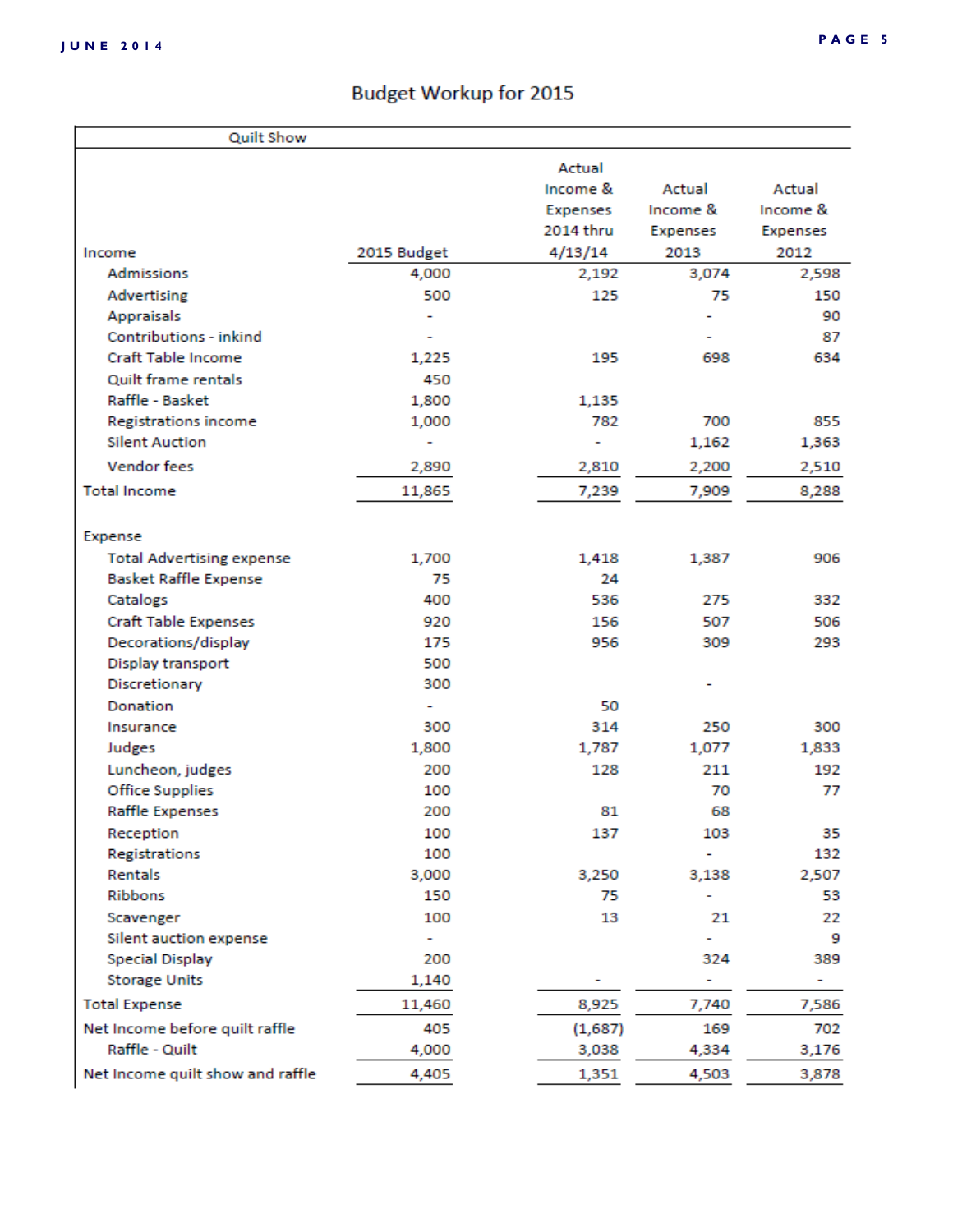# Budget Workup for 2015

| Quilt Show | | | | |
|---|---|---|---|---|
| **Income** | **2015 Budget** | **Actual Income & Expenses 2014 thru 4/13/14** | **Actual Income & Expenses 2013** | **Actual Income & Expenses 2012** |
| Admissions | 4,000 | 2,192 | 3,074 | 2,598 |
| Advertising | 500 | 125 | 75 | 150 |
| Appraisals | - | | - | 90 |
| Contributions - inkind | - | | - | 87 |
| Craft Table Income | 1,225 | 195 | 698 | 634 |
| Quilt frame rentals | 450 | | | |
| Raffle - Basket | 1,800 | 1,135 | | |
| Registrations income | 1,000 | 782 | 700 | 855 |
| Silent Auction | - | - | 1,162 | 1,363 |
| Vendor fees | 2,890 | 2,810 | 2,200 | 2,510 |
| Total Income | 11,865 | 7,239 | 7,909 | 8,288 |
| | | | | |
| **Expense** | | | | |
| Total Advertising expense | 1,700 | 1,418 | 1,387 | 906 |
| Basket Raffle Expense | 75 | 24 | | |
| Catalogs | 400 | 536 | 275 | 332 |
| Craft Table Expenses | 920 | 156 | 507 | 506 |
| Decorations/display | 175 | 956 | 309 | 293 |
| Display transport | 500 | | | |
| Discretionary | 300 | | - | |
| Donation | - | 50 | | |
| Insurance | 300 | 314 | 250 | 300 |
| Judges | 1,800 | 1,787 | 1,077 | 1,833 |
| Luncheon, judges | 200 | 128 | 211 | 192 |
| Office Supplies | 100 | | 70 | 77 |
| Raffle Expenses | 200 | 81 | 68 | |
| Reception | 100 | 137 | 103 | 35 |
| Registrations | 100 | | - | 132 |
| Rentals | 3,000 | 3,250 | 3,138 | 2,507 |
| Ribbons | 150 | 75 | - | 53 |
| Scavenger | 100 | 13 | 21 | 22 |
| Silent auction expense | - | | - | 9 |
| Special Display | 200 | | 324 | 389 |
| Storage Units | 1,140 | - | - | - |
| Total Expense | 11,460 | 8,925 | 7,740 | 7,586 |
| Net Income before quilt raffle | 405 | (1,687) | 169 | 702 |
| Raffle - Quilt | 4,000 | 3,038 | 4,334 | 3,176 |
| Net Income quilt show and raffle | 4,405 | 1,351 | 4,503 | 3,878 |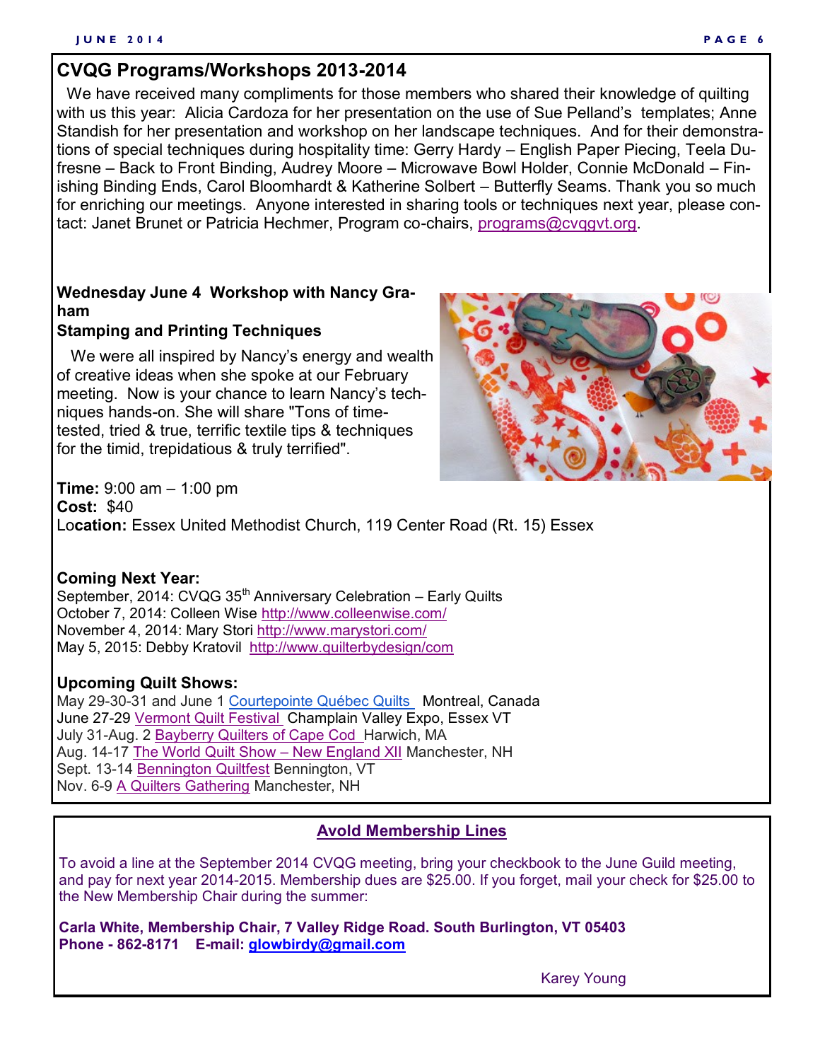## CVQG Programs/Workshops 2013-2014

We have received many compliments for those members who shared their knowledge of quilting with us this year: Alicia Cardoza for her presentation on the use of Sue Pelland's templates; Anne Standish for her presentation and workshop on her landscape techniques. And for their demonstrations of special techniques during hospitality time: Gerry Hardy – English Paper Piecing, Teela Dufresne – Back to Front Binding, Audrey Moore – Microwave Bowl Holder, Connie McDonald – Finishing Binding Ends, Carol Bloomhardt & Katherine Solbert – Butterfly Seams. Thank you so much for enriching our meetings. Anyone interested in sharing tools or techniques next year, please contact: Janet Brunet or Patricia Hechmer, Program co-chairs, programs@cvqgvt.org.

**Wednesday June 4 Workshop with Nancy Graham**
**Stamping and Printing Techniques**

We were all inspired by Nancy's energy and wealth of creative ideas when she spoke at our February meeting. Now is your chance to learn Nancy's techniques hands-on. She will share "Tons of time-tested, tried & true, terrific textile tips & techniques for the timid, trepidatious & truly terrified".

**Time:** 9:00 am – 1:00 pm
**Cost:** $40
**Location:** Essex United Methodist Church, 119 Center Road (Rt. 15) Essex

**Coming Next Year:**
September, 2014: CVQG 35th Anniversary Celebration – Early Quilts
October 7, 2014: Colleen Wise http://www.colleenwise.com/
November 4, 2014: Mary Stori http://www.marystori.com/
May 5, 2015: Debby Kratovil http://www.quilterbydesign/com

**Upcoming Quilt Shows:**
May 29-30-31 and June 1 Courtepointe Québec Quilts Montreal, Canada
June 27-29 Vermont Quilt Festival Champlain Valley Expo, Essex VT
July 31-Aug. 2 Bayberry Quilters of Cape Cod Harwich, MA
Aug. 14-17 The World Quilt Show – New England XII Manchester, NH
Sept. 13-14 Bennington Quiltfest Bennington, VT
Nov. 6-9 A Quilters Gathering Manchester, NH

### Avoid Membership Lines

To avoid a line at the September 2014 CVQG meeting, bring your checkbook to the June Guild meeting, and pay for next year 2014-2015. Membership dues are $25.00. If you forget, mail your check for $25.00 to the New Membership Chair during the summer:

**Carla White, Membership Chair, 7 Valley Ridge Road. South Burlington, VT 05403**
**Phone - 862-8171 E-mail: glowbirdy@gmail.com**

Karey Young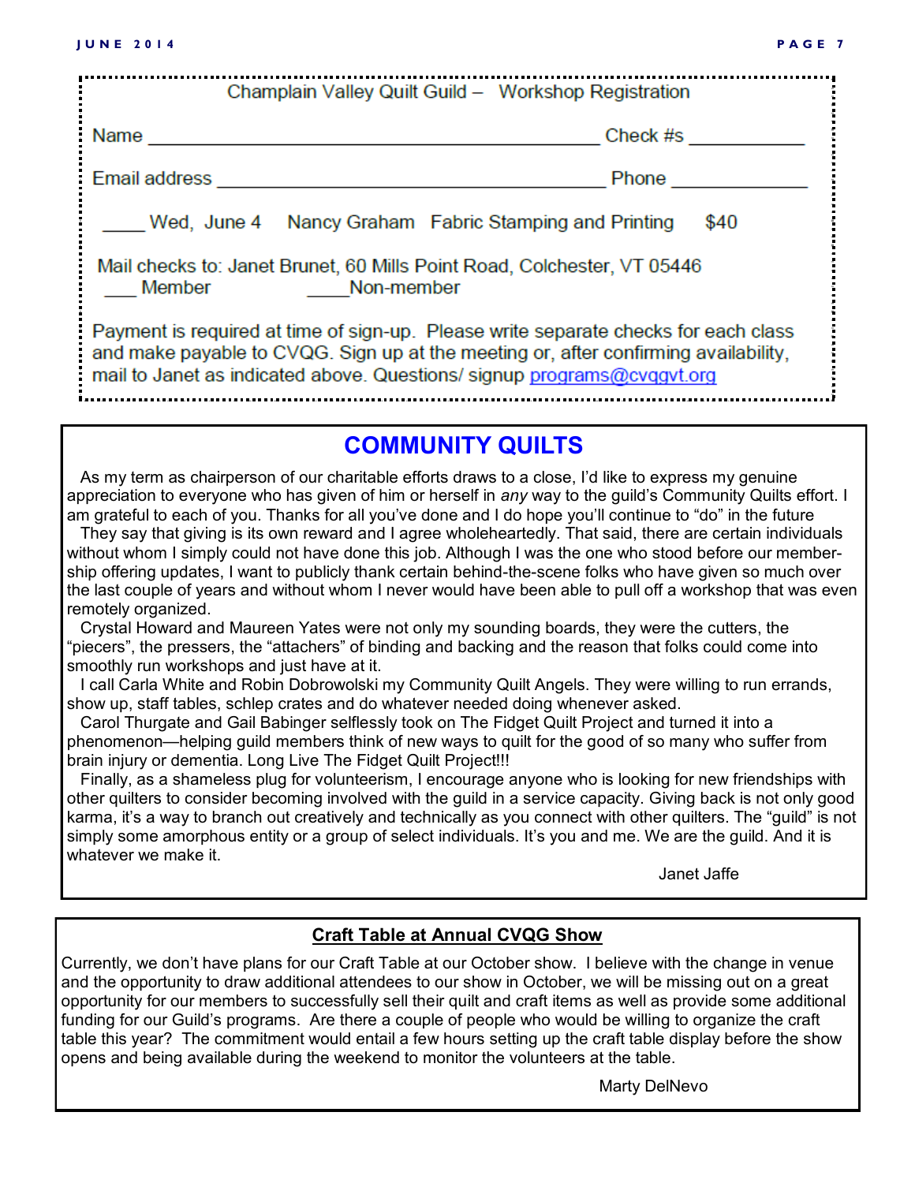Champlain Valley Quilt Guild – Workshop Registration

Name ____________________________________________ Check #s ___________

Email address ______________________________________ Phone ____________

____ Wed, June 4 Nancy Graham Fabric Stamping and Printing $40

Mail checks to: Janet Brunet, 60 Mills Point Road, Colchester, VT 05446
___ Member ____Non-member

Payment is required at time of sign-up. Please write separate checks for each class and make payable to CVQG. Sign up at the meeting or, after confirming availability, mail to Janet as indicated above. Questions/ signup programs@cvqgvt.org

## COMMUNITY QUILTS

As my term as chairperson of our charitable efforts draws to a close, I'd like to express my genuine appreciation to everyone who has given of him or herself in *any* way to the guild's Community Quilts effort. I am grateful to each of you. Thanks for all you've done and I do hope you'll continue to "do" in the future

They say that giving is its own reward and I agree wholeheartedly. That said, there are certain individuals without whom I simply could not have done this job. Although I was the one who stood before our membership offering updates, I want to publicly thank certain behind-the-scene folks who have given so much over the last couple of years and without whom I never would have been able to pull off a workshop that was even remotely organized.

Crystal Howard and Maureen Yates were not only my sounding boards, they were the cutters, the "piecers", the pressers, the "attachers" of binding and backing and the reason that folks could come into smoothly run workshops and just have at it.

I call Carla White and Robin Dobrowolski my Community Quilt Angels. They were willing to run errands, show up, staff tables, schlep crates and do whatever needed doing whenever asked.

Carol Thurgate and Gail Babinger selflessly took on The Fidget Quilt Project and turned it into a phenomenon—helping guild members think of new ways to quilt for the good of so many who suffer from brain injury or dementia. Long Live The Fidget Quilt Project!!!

Finally, as a shameless plug for volunteerism, I encourage anyone who is looking for new friendships with other quilters to consider becoming involved with the guild in a service capacity. Giving back is not only good karma, it's a way to branch out creatively and technically as you connect with other quilters. The "guild" is not simply some amorphous entity or a group of select individuals. It's you and me. We are the guild. And it is whatever we make it.

Janet Jaffe

## Craft Table at Annual CVQG Show

Currently, we don't have plans for our Craft Table at our October show. I believe with the change in venue and the opportunity to draw additional attendees to our show in October, we will be missing out on a great opportunity for our members to successfully sell their quilt and craft items as well as provide some additional funding for our Guild's programs. Are there a couple of people who would be willing to organize the craft table this year? The commitment would entail a few hours setting up the craft table display before the show opens and being available during the weekend to monitor the volunteers at the table.

Marty DelNevo